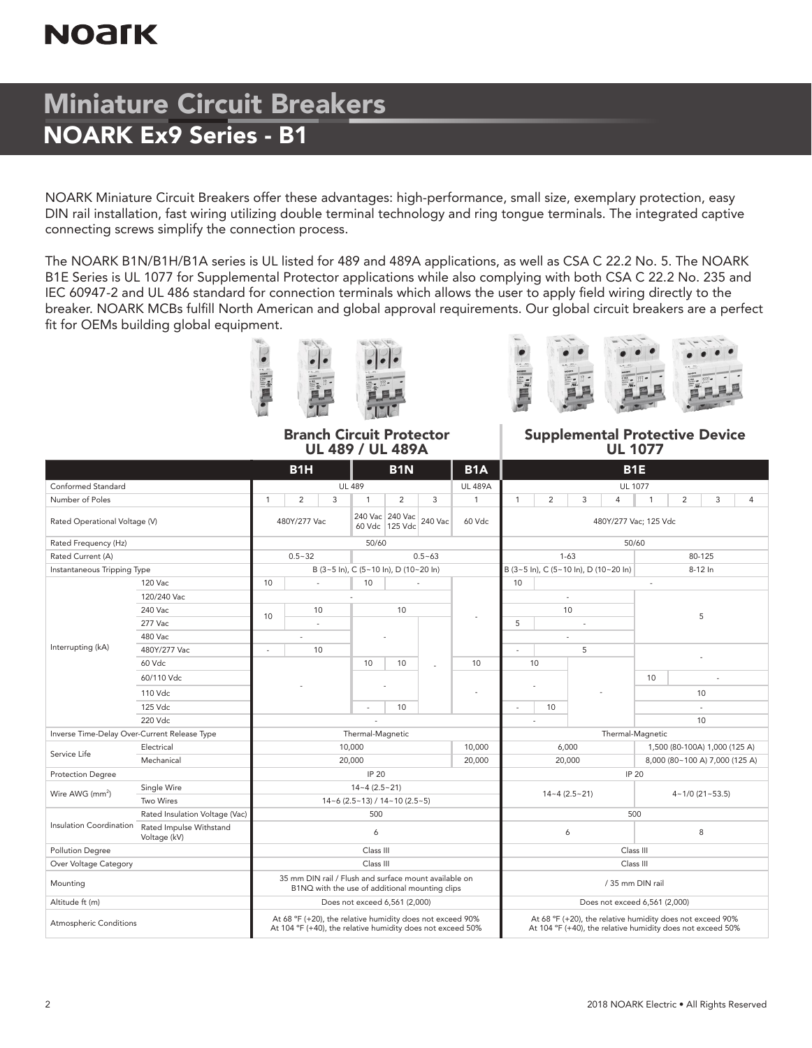# NOARK

# Miniature Circuit Breakers

## NOARK Ex9 Series - B1

NOARK Miniature Circuit Breakers offer these advantages: high-performance, small size, exemplary protection, easy DIN rail installation, fast wiring utilizing double terminal technology and ring tongue terminals. The integrated captive connecting screws simplify the connection process.

The NOARK B1N/B1H/B1A series is UL listed for 489 and 489A applications, as well as CSA C 22.2 No. 5. The NOARK B1E Series is UL 1077 for Supplemental Protector applications while also complying with both CSA C 22.2 No. 235 and IEC 60947-2 and UL 486 standard for connection terminals which allows the user to apply field wiring directly to the breaker. NOARK MCBs fulfill North American and global approval requirements. Our global circuit breakers are a perfect fit for OEMs building global equipment.

**Branch Circuit Protector UL 489 / UL 489A** | **Supplemental Protective Device UL 1077**

| | | B1H | | | B1N | | | B1A | B1E | | | | | | | |
|---|---|---|---|---|---|---|---|---|---|---|---|---|---|---|---|---|
| Conformed Standard | | UL 489 | | | | | | UL 489A | UL 1077 | | | | | | | |
| Number of Poles | | 1 | 2 | 3 | 1 | 2 | 3 | 1 | 1 | 2 | 3 | 4 | 1 | 2 | 3 | 4 |
| Rated Operational Voltage (V) | | 480Y/277 Vac | | | 240 Vac 60 Vdc | 240 Vac 125 Vdc | 240 Vac | 60 Vdc | 480Y/277 Vac; 125 Vdc | | | | | | | |
| Rated Frequency (Hz) | | 50/60 | | | | | | | 50/60 | | | | | | | |
| Rated Current (A) | | 0.5~32 | | | 0.5~63 | | | | 1-63 | | | | 80-125 | | | |
| Instantaneous Tripping Type | | B (3~5 In), C (5~10 In), D (10~20 In) | | | | | | | B (3~5 In), C (5~10 In), D (10~20 In) | | | | 8-12 In | | | |
| Interrupting (kA) | 120 Vac | 10 | - | | 10 | - | | - | 10 | - | | | - | | | |
| | 120/240 Vac | - | | | | | | | - | | | | 5 | | | |
| | 240 Vac | 10 | 10 | | 10 | | | | 10 | | | | | | | |
| | 277 Vac | | - | | - | | | | 5 | - | | | | | | |
| | 480 Vac | - | | | | | | | - | | | | | | | |
| | 480Y/277 Vac | - | 10 | | | | | | - | 5 | | | - | | | |
| | 60 Vdc | - | | | 10 | 10 | - | 10 | 10 | | - | | | | | |
| | 60/110 Vdc | | | | - | | | - | - | | | | 10 | - | | |
| | 110 Vdc | | | | | | | | | | | | 10 | | | |
| | 125 Vdc | | | | - | 10 | | | - | 10 | | | - | | | |
| | 220 Vdc | - | | | | | | | - | | | | 10 | | | |
| Inverse Time-Delay Over-Current Release Type | | Thermal-Magnetic | | | | | | | Thermal-Magnetic | | | | | | | |
| Service Life | Electrical | 10,000 | | | | | | 10,000 | 6,000 | | | | 1,500 (80-100A) 1,000 (125 A) | | | |
| | Mechanical | 20,000 | | | | | | 20,000 | 20,000 | | | | 8,000 (80~100 A) 7,000 (125 A) | | | |
| Protection Degree | | IP 20 | | | | | | | IP 20 | | | | | | | |
| Wire AWG (mm²) | Single Wire | 14~4 (2.5~21) | | | | | | | 14~4 (2.5~21) | | | | 4~1/0 (21~53.5) | | | |
| | Two Wires | 14~6 (2.5~13) / 14~10 (2.5~5) | | | | | | | | | | | | | | |
| Insulation Coordination | Rated Insulation Voltage (Vac) | 500 | | | | | | | 500 | | | | | | | |
| | Rated Impulse Withstand Voltage (kV) | 6 | | | | | | | 6 | | | | 8 | | | |
| Pollution Degree | | Class III | | | | | | | Class III | | | | | | | |
| Over Voltage Category | | Class III | | | | | | | Class III | | | | | | | |
| Mounting | | 35 mm DIN rail / Flush and surface mount available on B1NQ with the use of additional mounting clips | | | | | | | / 35 mm DIN rail | | | | | | | |
| Altitude ft (m) | | Does not exceed 6,561 (2,000) | | | | | | | Does not exceed 6,561 (2,000) | | | | | | | |
| Atmospheric Conditions | | At 68 °F (+20), the relative humidity does not exceed 90% At 104 °F (+40), the relative humidity does not exceed 50% | | | | | | | At 68 °F (+20), the relative humidity does not exceed 90% At 104 °F (+40), the relative humidity does not exceed 50% | | | | | | | |

2018 NOARK Electric • All Rights Reserved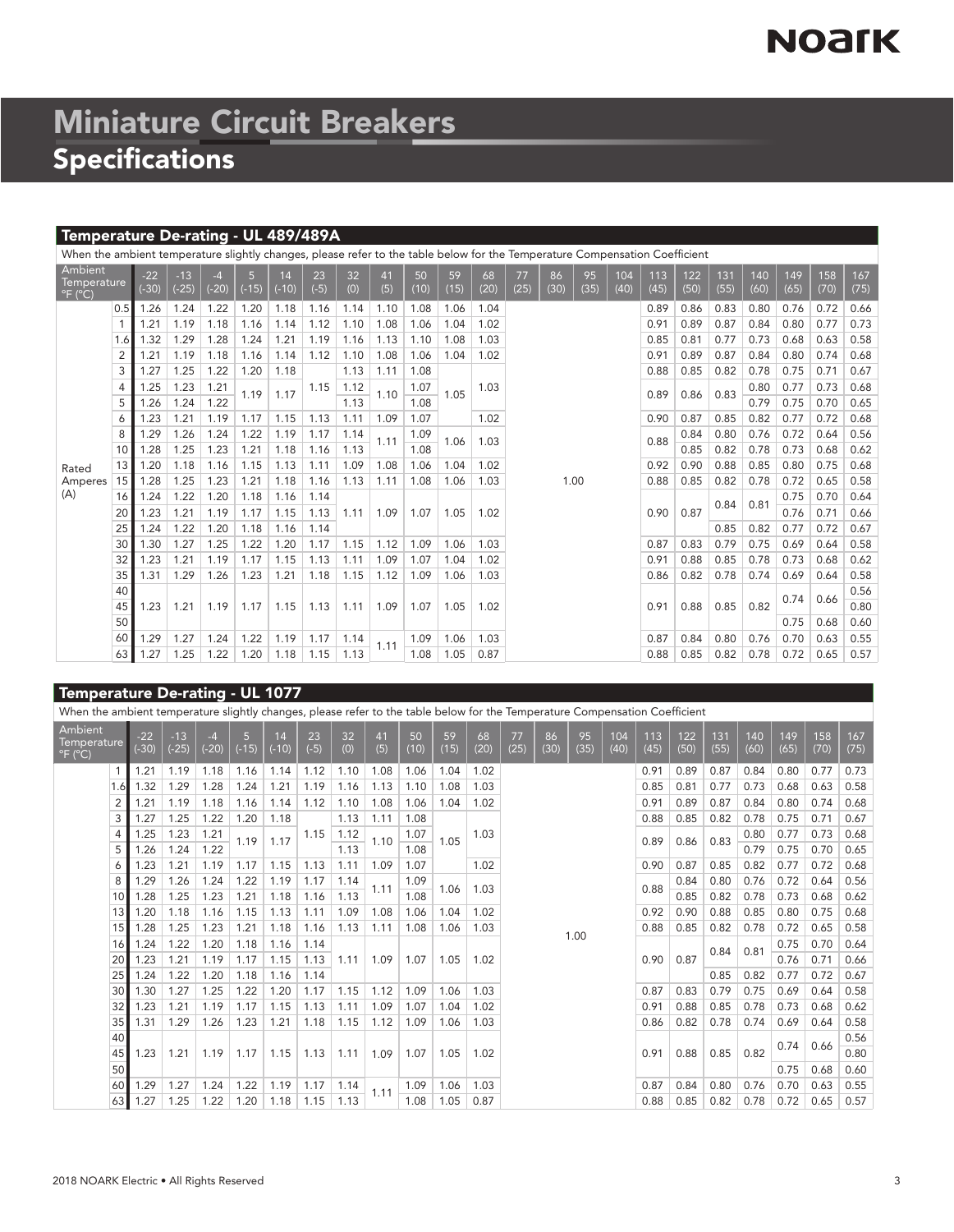# Miniature Circuit Breakers

## Specifications

### Temperature De-rating - UL 489/489A

When the ambient temperature slightly changes, please refer to the table below for the Temperature Compensation Coefficient

| Rated Amperes (A) \ Ambient Temperature °F (°C) | -22 (-30) | -13 (-25) | -4 (-20) | 5 (-15) | 14 (-10) | 23 (-5) | 32 (0) | 41 (5) | 50 (10) | 59 (15) | 68 (20) | 77 (25) | 86 (30) | 95 (35) | 104 (40) | 113 (45) | 122 (50) | 131 (55) | 140 (60) | 149 (65) | 158 (70) | 167 (75) |
|---|---|---|---|---|---|---|---|---|---|---|---|---|---|---|---|---|---|---|---|---|---|---|
| 0.5 | 1.26 | 1.24 | 1.22 | 1.20 | 1.18 | 1.16 | 1.14 | 1.10 | 1.08 | 1.06 | 1.04 | 1.00 | 1.00 | 1.00 | 1.00 | 0.89 | 0.86 | 0.83 | 0.80 | 0.76 | 0.72 | 0.66 |
| 1 | 1.21 | 1.19 | 1.18 | 1.16 | 1.14 | 1.12 | 1.10 | 1.08 | 1.06 | 1.04 | 1.02 | 1.00 | 1.00 | 1.00 | 1.00 | 0.91 | 0.89 | 0.87 | 0.84 | 0.80 | 0.77 | 0.73 |
| 1.6 | 1.32 | 1.29 | 1.28 | 1.24 | 1.21 | 1.19 | 1.16 | 1.13 | 1.10 | 1.08 | 1.03 | 1.00 | 1.00 | 1.00 | 1.00 | 0.85 | 0.81 | 0.77 | 0.73 | 0.68 | 0.63 | 0.58 |
| 2 | 1.21 | 1.19 | 1.18 | 1.16 | 1.14 | 1.12 | 1.10 | 1.08 | 1.06 | 1.04 | 1.02 | 1.00 | 1.00 | 1.00 | 1.00 | 0.91 | 0.89 | 0.87 | 0.84 | 0.80 | 0.74 | 0.68 |
| 3 | 1.27 | 1.25 | 1.22 | 1.20 | 1.18 | 1.15 | 1.13 | 1.11 | 1.08 | 1.05 | 1.03 | 1.00 | 1.00 | 1.00 | 1.00 | 0.88 | 0.85 | 0.82 | 0.78 | 0.75 | 0.71 | 0.67 |
| 4 | 1.25 | 1.23 | 1.21 | 1.19 | 1.17 | 1.15 | 1.12 | 1.10 | 1.07 | 1.05 | 1.03 | 1.00 | 1.00 | 1.00 | 1.00 | 0.89 | 0.86 | 0.83 | 0.80 | 0.77 | 0.73 | 0.68 |
| 5 | 1.26 | 1.24 | 1.22 | 1.19 | 1.17 | 1.15 | 1.13 | 1.10 | 1.08 | 1.05 | 1.03 | 1.00 | 1.00 | 1.00 | 1.00 | 0.89 | 0.86 | 0.83 | 0.79 | 0.75 | 0.70 | 0.65 |
| 6 | 1.23 | 1.21 | 1.19 | 1.17 | 1.15 | 1.13 | 1.11 | 1.09 | 1.07 | 1.05 | 1.02 | 1.00 | 1.00 | 1.00 | 1.00 | 0.90 | 0.87 | 0.85 | 0.82 | 0.77 | 0.72 | 0.68 |
| 8 | 1.29 | 1.26 | 1.24 | 1.22 | 1.19 | 1.17 | 1.14 | 1.11 | 1.09 | 1.06 | 1.03 | 1.00 | 1.00 | 1.00 | 1.00 | 0.88 | 0.84 | 0.80 | 0.76 | 0.72 | 0.64 | 0.56 |
| 10 | 1.28 | 1.25 | 1.23 | 1.21 | 1.18 | 1.16 | 1.13 | 1.11 | 1.08 | 1.06 | 1.03 | 1.00 | 1.00 | 1.00 | 1.00 | 0.88 | 0.85 | 0.82 | 0.78 | 0.73 | 0.68 | 0.62 |
| 13 | 1.20 | 1.18 | 1.16 | 1.15 | 1.13 | 1.11 | 1.09 | 1.08 | 1.06 | 1.04 | 1.02 | 1.00 | 1.00 | 1.00 | 1.00 | 0.92 | 0.90 | 0.88 | 0.85 | 0.80 | 0.75 | 0.68 |
| 15 | 1.28 | 1.25 | 1.23 | 1.21 | 1.18 | 1.16 | 1.13 | 1.11 | 1.08 | 1.06 | 1.03 | 1.00 | 1.00 | 1.00 | 1.00 | 0.88 | 0.85 | 0.82 | 0.78 | 0.72 | 0.65 | 0.58 |
| 16 | 1.24 | 1.22 | 1.20 | 1.18 | 1.16 | 1.14 | 1.11 | 1.09 | 1.07 | 1.05 | 1.02 | 1.00 | 1.00 | 1.00 | 1.00 | 0.90 | 0.87 | 0.84 | 0.81 | 0.75 | 0.70 | 0.64 |
| 20 | 1.23 | 1.21 | 1.19 | 1.17 | 1.15 | 1.13 | 1.11 | 1.09 | 1.07 | 1.05 | 1.02 | 1.00 | 1.00 | 1.00 | 1.00 | 0.90 | 0.87 | 0.84 | 0.81 | 0.76 | 0.71 | 0.66 |
| 25 | 1.24 | 1.22 | 1.20 | 1.18 | 1.16 | 1.14 | 1.11 | 1.09 | 1.07 | 1.05 | 1.02 | 1.00 | 1.00 | 1.00 | 1.00 | 0.90 | 0.87 | 0.85 | 0.82 | 0.77 | 0.72 | 0.67 |
| 30 | 1.30 | 1.27 | 1.25 | 1.22 | 1.20 | 1.17 | 1.15 | 1.12 | 1.09 | 1.06 | 1.03 | 1.00 | 1.00 | 1.00 | 1.00 | 0.87 | 0.83 | 0.79 | 0.75 | 0.69 | 0.64 | 0.58 |
| 32 | 1.23 | 1.21 | 1.19 | 1.17 | 1.15 | 1.13 | 1.11 | 1.09 | 1.07 | 1.04 | 1.02 | 1.00 | 1.00 | 1.00 | 1.00 | 0.91 | 0.88 | 0.85 | 0.78 | 0.73 | 0.68 | 0.62 |
| 35 | 1.31 | 1.29 | 1.26 | 1.23 | 1.21 | 1.18 | 1.15 | 1.12 | 1.09 | 1.06 | 1.03 | 1.00 | 1.00 | 1.00 | 1.00 | 0.86 | 0.82 | 0.78 | 0.74 | 0.69 | 0.64 | 0.58 |
| 40 | 1.23 | 1.21 | 1.19 | 1.17 | 1.15 | 1.13 | 1.11 | 1.09 | 1.07 | 1.05 | 1.02 | 1.00 | 1.00 | 1.00 | 1.00 | 0.91 | 0.88 | 0.85 | 0.82 | 0.74 | 0.66 | 0.56 |
| 45 | 1.23 | 1.21 | 1.19 | 1.17 | 1.15 | 1.13 | 1.11 | 1.09 | 1.07 | 1.05 | 1.02 | 1.00 | 1.00 | 1.00 | 1.00 | 0.91 | 0.88 | 0.85 | 0.82 | 0.74 | 0.66 | 0.80 |
| 50 | 1.23 | 1.21 | 1.19 | 1.17 | 1.15 | 1.13 | 1.11 | 1.09 | 1.07 | 1.05 | 1.02 | 1.00 | 1.00 | 1.00 | 1.00 | 0.91 | 0.88 | 0.85 | 0.82 | 0.75 | 0.68 | 0.60 |
| 60 | 1.29 | 1.27 | 1.24 | 1.22 | 1.19 | 1.17 | 1.14 | 1.11 | 1.09 | 1.06 | 1.03 | 1.00 | 1.00 | 1.00 | 1.00 | 0.87 | 0.84 | 0.80 | 0.76 | 0.70 | 0.63 | 0.55 |
| 63 | 1.27 | 1.25 | 1.22 | 1.20 | 1.18 | 1.15 | 1.13 | 1.11 | 1.08 | 1.05 | 0.87 | 1.00 | 1.00 | 1.00 | 1.00 | 0.88 | 0.85 | 0.82 | 0.78 | 0.72 | 0.65 | 0.57 |

### Temperature De-rating - UL 1077

When the ambient temperature slightly changes, please refer to the table below for the Temperature Compensation Coefficient

| Rated Amperes (A) \ Ambient Temperature °F (°C) | -22 (-30) | -13 (-25) | -4 (-20) | 5 (-15) | 14 (-10) | 23 (-5) | 32 (0) | 41 (5) | 50 (10) | 59 (15) | 68 (20) | 77 (25) | 86 (30) | 95 (35) | 104 (40) | 113 (45) | 122 (50) | 131 (55) | 140 (60) | 149 (65) | 158 (70) | 167 (75) |
|---|---|---|---|---|---|---|---|---|---|---|---|---|---|---|---|---|---|---|---|---|---|---|
| 1 | 1.21 | 1.19 | 1.18 | 1.16 | 1.14 | 1.12 | 1.10 | 1.08 | 1.06 | 1.04 | 1.02 | 1.00 | 1.00 | 1.00 | 1.00 | 0.91 | 0.89 | 0.87 | 0.84 | 0.80 | 0.77 | 0.73 |
| 1.6 | 1.32 | 1.29 | 1.28 | 1.24 | 1.21 | 1.19 | 1.16 | 1.13 | 1.10 | 1.08 | 1.03 | 1.00 | 1.00 | 1.00 | 1.00 | 0.85 | 0.81 | 0.77 | 0.73 | 0.68 | 0.63 | 0.58 |
| 2 | 1.21 | 1.19 | 1.18 | 1.16 | 1.14 | 1.12 | 1.10 | 1.08 | 1.06 | 1.04 | 1.02 | 1.00 | 1.00 | 1.00 | 1.00 | 0.91 | 0.89 | 0.87 | 0.84 | 0.80 | 0.74 | 0.68 |
| 3 | 1.27 | 1.25 | 1.22 | 1.20 | 1.18 | 1.15 | 1.13 | 1.11 | 1.08 | 1.05 | 1.03 | 1.00 | 1.00 | 1.00 | 1.00 | 0.88 | 0.85 | 0.82 | 0.78 | 0.75 | 0.71 | 0.67 |
| 4 | 1.25 | 1.23 | 1.21 | 1.19 | 1.17 | 1.15 | 1.12 | 1.10 | 1.07 | 1.05 | 1.03 | 1.00 | 1.00 | 1.00 | 1.00 | 0.89 | 0.86 | 0.83 | 0.80 | 0.77 | 0.73 | 0.68 |
| 5 | 1.26 | 1.24 | 1.22 | 1.19 | 1.17 | 1.15 | 1.13 | 1.10 | 1.08 | 1.05 | 1.03 | 1.00 | 1.00 | 1.00 | 1.00 | 0.89 | 0.86 | 0.83 | 0.79 | 0.75 | 0.70 | 0.65 |
| 6 | 1.23 | 1.21 | 1.19 | 1.17 | 1.15 | 1.13 | 1.11 | 1.09 | 1.07 | 1.05 | 1.02 | 1.00 | 1.00 | 1.00 | 1.00 | 0.90 | 0.87 | 0.85 | 0.82 | 0.77 | 0.72 | 0.68 |
| 8 | 1.29 | 1.26 | 1.24 | 1.22 | 1.19 | 1.17 | 1.14 | 1.11 | 1.09 | 1.06 | 1.03 | 1.00 | 1.00 | 1.00 | 1.00 | 0.88 | 0.84 | 0.80 | 0.76 | 0.72 | 0.64 | 0.56 |
| 10 | 1.28 | 1.25 | 1.23 | 1.21 | 1.18 | 1.16 | 1.13 | 1.11 | 1.08 | 1.06 | 1.03 | 1.00 | 1.00 | 1.00 | 1.00 | 0.88 | 0.85 | 0.82 | 0.78 | 0.73 | 0.68 | 0.62 |
| 13 | 1.20 | 1.18 | 1.16 | 1.15 | 1.13 | 1.11 | 1.09 | 1.08 | 1.06 | 1.04 | 1.02 | 1.00 | 1.00 | 1.00 | 1.00 | 0.92 | 0.90 | 0.88 | 0.85 | 0.80 | 0.75 | 0.68 |
| 15 | 1.28 | 1.25 | 1.23 | 1.21 | 1.18 | 1.16 | 1.13 | 1.11 | 1.08 | 1.06 | 1.03 | 1.00 | 1.00 | 1.00 | 1.00 | 0.88 | 0.85 | 0.82 | 0.78 | 0.72 | 0.65 | 0.58 |
| 16 | 1.24 | 1.22 | 1.20 | 1.18 | 1.16 | 1.14 | 1.11 | 1.09 | 1.07 | 1.05 | 1.02 | 1.00 | 1.00 | 1.00 | 1.00 | 0.90 | 0.87 | 0.84 | 0.81 | 0.75 | 0.70 | 0.64 |
| 20 | 1.23 | 1.21 | 1.19 | 1.17 | 1.15 | 1.13 | 1.11 | 1.09 | 1.07 | 1.05 | 1.02 | 1.00 | 1.00 | 1.00 | 1.00 | 0.90 | 0.87 | 0.84 | 0.81 | 0.76 | 0.71 | 0.66 |
| 25 | 1.24 | 1.22 | 1.20 | 1.18 | 1.16 | 1.14 | 1.11 | 1.09 | 1.07 | 1.05 | 1.02 | 1.00 | 1.00 | 1.00 | 1.00 | 0.90 | 0.87 | 0.85 | 0.82 | 0.77 | 0.72 | 0.67 |
| 30 | 1.30 | 1.27 | 1.25 | 1.22 | 1.20 | 1.17 | 1.15 | 1.12 | 1.09 | 1.06 | 1.03 | 1.00 | 1.00 | 1.00 | 1.00 | 0.87 | 0.83 | 0.79 | 0.75 | 0.69 | 0.64 | 0.58 |
| 32 | 1.23 | 1.21 | 1.19 | 1.17 | 1.15 | 1.13 | 1.11 | 1.09 | 1.07 | 1.04 | 1.02 | 1.00 | 1.00 | 1.00 | 1.00 | 0.91 | 0.88 | 0.85 | 0.78 | 0.73 | 0.68 | 0.62 |
| 35 | 1.31 | 1.29 | 1.26 | 1.23 | 1.21 | 1.18 | 1.15 | 1.12 | 1.09 | 1.06 | 1.03 | 1.00 | 1.00 | 1.00 | 1.00 | 0.86 | 0.82 | 0.78 | 0.74 | 0.69 | 0.64 | 0.58 |
| 40 | 1.23 | 1.21 | 1.19 | 1.17 | 1.15 | 1.13 | 1.11 | 1.09 | 1.07 | 1.05 | 1.02 | 1.00 | 1.00 | 1.00 | 1.00 | 0.91 | 0.88 | 0.85 | 0.82 | 0.74 | 0.66 | 0.56 |
| 45 | 1.23 | 1.21 | 1.19 | 1.17 | 1.15 | 1.13 | 1.11 | 1.09 | 1.07 | 1.05 | 1.02 | 1.00 | 1.00 | 1.00 | 1.00 | 0.91 | 0.88 | 0.85 | 0.82 | 0.74 | 0.66 | 0.80 |
| 50 | 1.23 | 1.21 | 1.19 | 1.17 | 1.15 | 1.13 | 1.11 | 1.09 | 1.07 | 1.05 | 1.02 | 1.00 | 1.00 | 1.00 | 1.00 | 0.91 | 0.88 | 0.85 | 0.82 | 0.75 | 0.68 | 0.60 |
| 60 | 1.29 | 1.27 | 1.24 | 1.22 | 1.19 | 1.17 | 1.14 | 1.11 | 1.09 | 1.06 | 1.03 | 1.00 | 1.00 | 1.00 | 1.00 | 0.87 | 0.84 | 0.80 | 0.76 | 0.70 | 0.63 | 0.55 |
| 63 | 1.27 | 1.25 | 1.22 | 1.20 | 1.18 | 1.15 | 1.13 | 1.11 | 1.08 | 1.05 | 0.87 | 1.00 | 1.00 | 1.00 | 1.00 | 0.88 | 0.85 | 0.82 | 0.78 | 0.72 | 0.65 | 0.57 |

2018 NOARK Electric • All Rights Reserved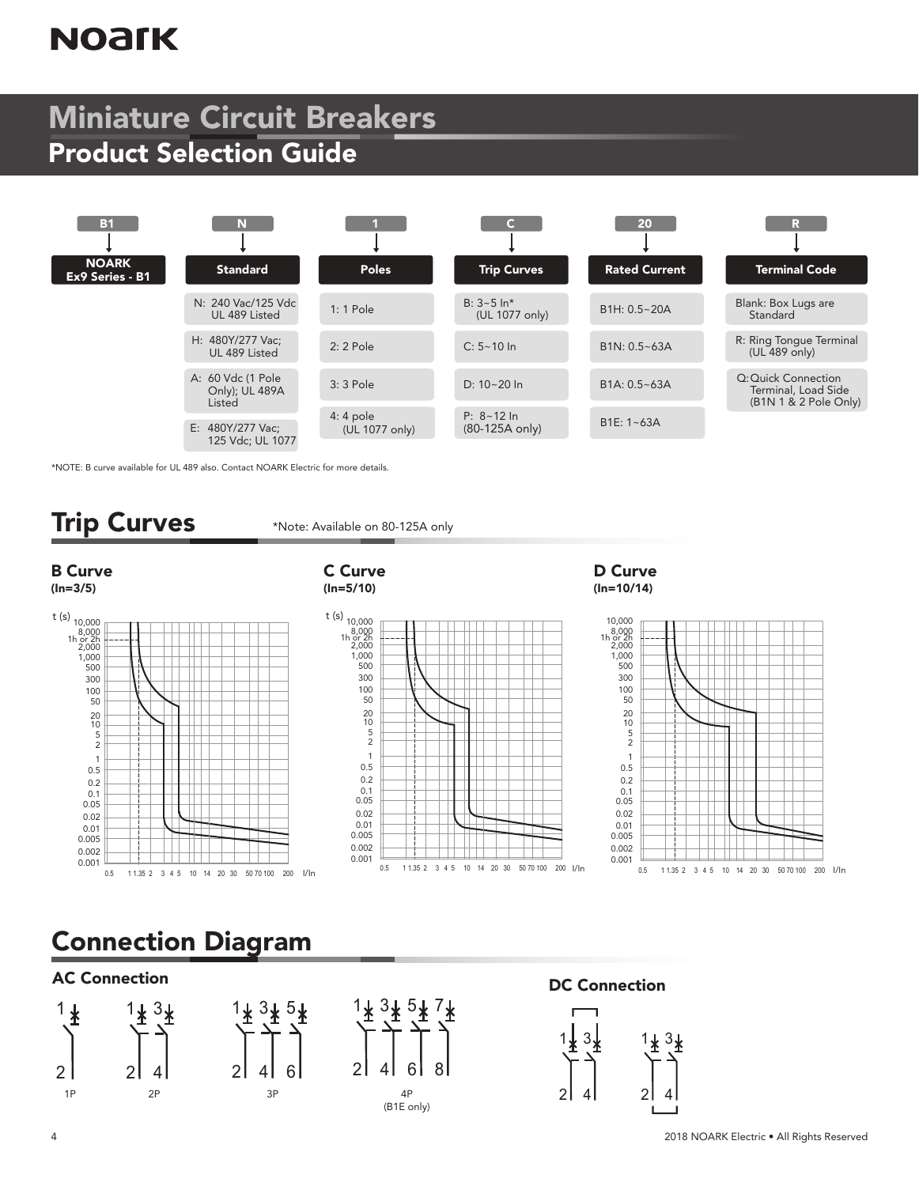# Miniature Circuit Breakers

## Product Selection Guide

| B1 | N | 1 | C | 20 | R |
|---|---|---|---|---|---|
| NOARK Ex9 Series - B1 | Standard | Poles | Trip Curves | Rated Current | Terminal Code |
| | N: 240 Vac/125 Vdc UL 489 Listed | 1: 1 Pole | B: 3~5 In* (UL 1077 only) | B1H: 0.5~20A | Blank: Box Lugs are Standard |
| | H: 480Y/277 Vac; UL 489 Listed | 2: 2 Pole | C: 5~10 In | B1N: 0.5~63A | R: Ring Tongue Terminal (UL 489 only) |
| | A: 60 Vdc (1 Pole Only); UL 489A Listed | 3: 3 Pole | D: 10~20 In | B1A: 0.5~63A | Q: Quick Connection Terminal, Load Side (B1N 1 & 2 Pole Only) |
| | E: 480Y/277 Vac; 125 Vdc; UL 1077 | 4: 4 pole (UL 1077 only) | P: 8~12 In (80-125A only) | B1E: 1~63A | |

*NOTE: B curve available for UL 489 also. Contact NOARK Electric for more details.

## Trip Curves

*Note: Available on 80-125A only

### B Curve
**(In=3/5)**

### C Curve
**(In=5/10)**

### D Curve
**(In=10/14)**

## Connection Diagram

### AC Connection

1P

2P

3P

4P (B1E only)

### DC Connection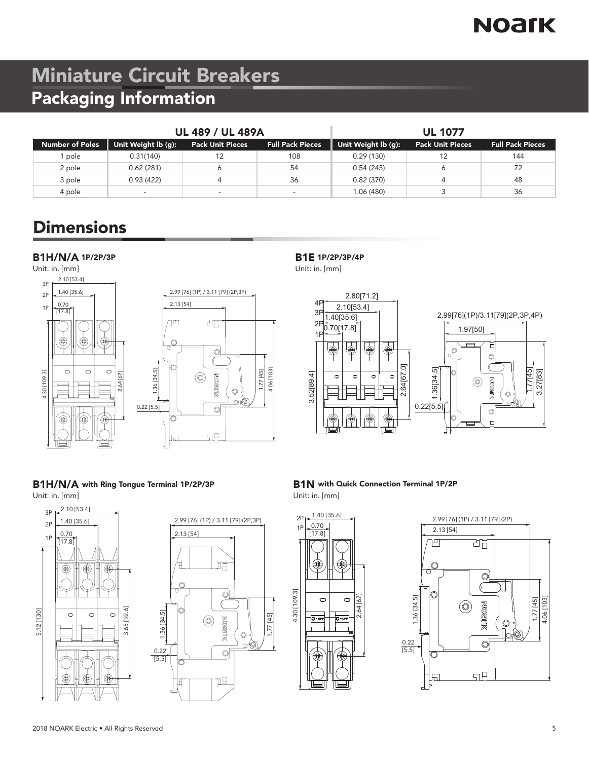# Miniature Circuit Breakers

## Packaging Information

| | UL 489 / UL 489A | | | UL 1077 | | |
|---|---|---|---|---|---|---|
| Number of Poles | Unit Weight lb (g): | Pack Unit Pieces | Full Pack Pieces | Unit Weight lb (g): | Pack Unit Pieces | Full Pack Pieces |
| 1 pole | 0.31(140) | 12 | 108 | 0.29 (130) | 12 | 144 |
| 2 pole | 0.62 (281) | 6 | 54 | 0.54 (245) | 6 | 72 |
| 3 pole | 0.93 (422) | 4 | 36 | 0.82 (370) | 4 | 48 |
| 4 pole | - | - | - | 1.06 (480) | 3 | 36 |

## Dimensions

### B1H/N/A 1P/2P/3P

Unit: in. [mm]

3P 2.10 [53.4]
2P 1.40 [35.6]
1P 0.70 [17.8]
4.30 [109.3]
2.64 [67]
2.99 [76] (1P) / 3.11 [79] (2P,3P)
2.13 [54]
1.36 [34.5]
0.22 [5.5]
1.77 [45]
4.06 [103]

### B1E 1P/2P/3P/4P

Unit: in. [mm]

4P 2.80[71.2]
3P 2.10[53.4]
2P 1.40[35.6]
1P 0.70[17.8]
3.52[89.4]
2.64[67.0]
2.99[76](1P)/3.11[79](2P,3P,4P)
1.97[50]
1.36[34.5]
0.22[5.5]
1.77[45]
3.27[83]

### B1H/N/A with Ring Tongue Terminal 1P/2P/3P

Unit: in. [mm]

3P 2.10 [53.4]
2P 1.40 [35.6]
1P 0.70 [17.8]
5.12 [130]
3.65 [92.6]
2.99 [76] (1P) / 3.11 [79] (2P,3P)
2.13 [54]
1.36 [34.5]
0.22 [5.5]
1.77 [45]

### B1N with Quick Connection Terminal 1P/2P

Unit: in. [mm]

2P 1.40 [35.6]
1P 0.70 [17.8]
4.30 [109.3]
2.64 [67]
2.99 [76] (1P) / 3.11 [79] (2P)
2.13 [54]
1.36 [34.5]
0.22 [5.5]
1.77 [45]
4.06 [103]